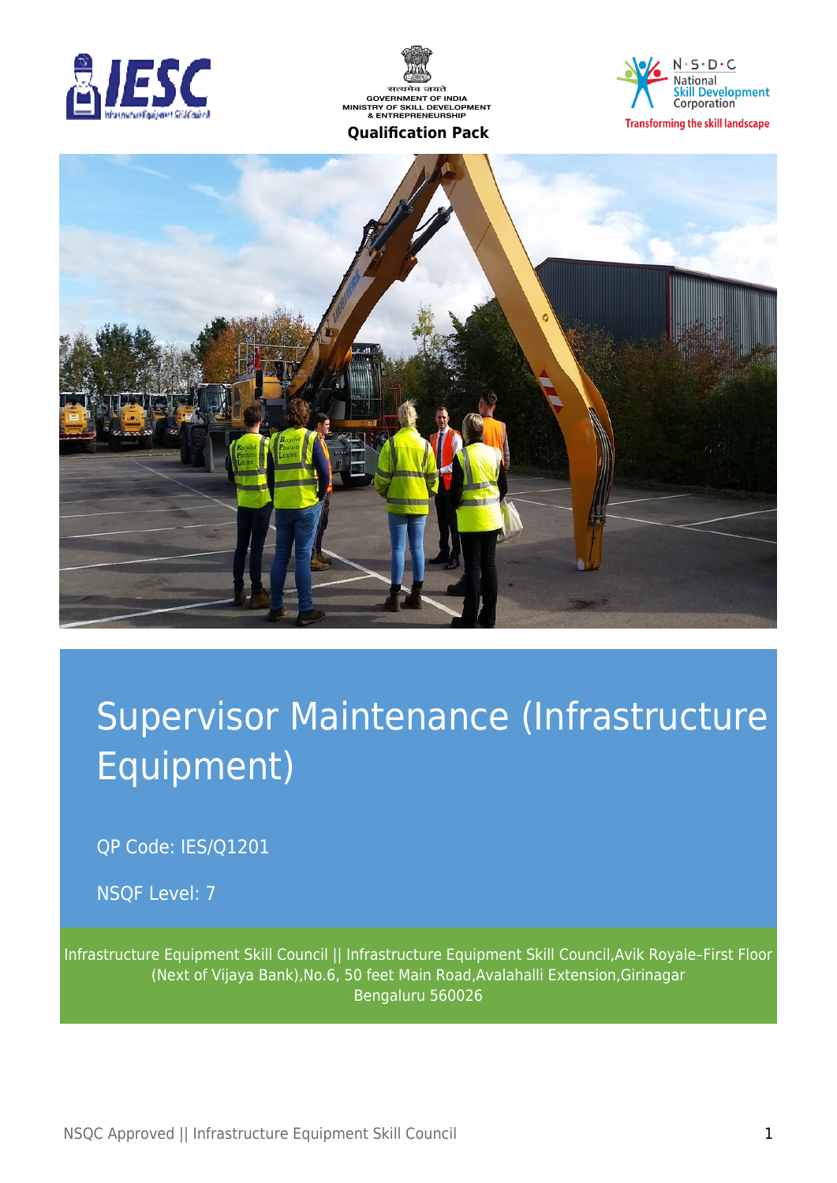GOVERNMENT OF INDIA
MINISTRY OF SKILL DEVELOPMENT & ENTREPRENEURSHIP

**Qualification Pack**

# Supervisor Maintenance (Infrastructure Equipment)

QP Code: IES/Q1201

NSQF Level: 7

Infrastructure Equipment Skill Council || Infrastructure Equipment Skill Council,Avik Royale–First Floor (Next of Vijaya Bank),No.6, 50 feet Main Road,Avalahalli Extension,Girinagar Bengaluru 560026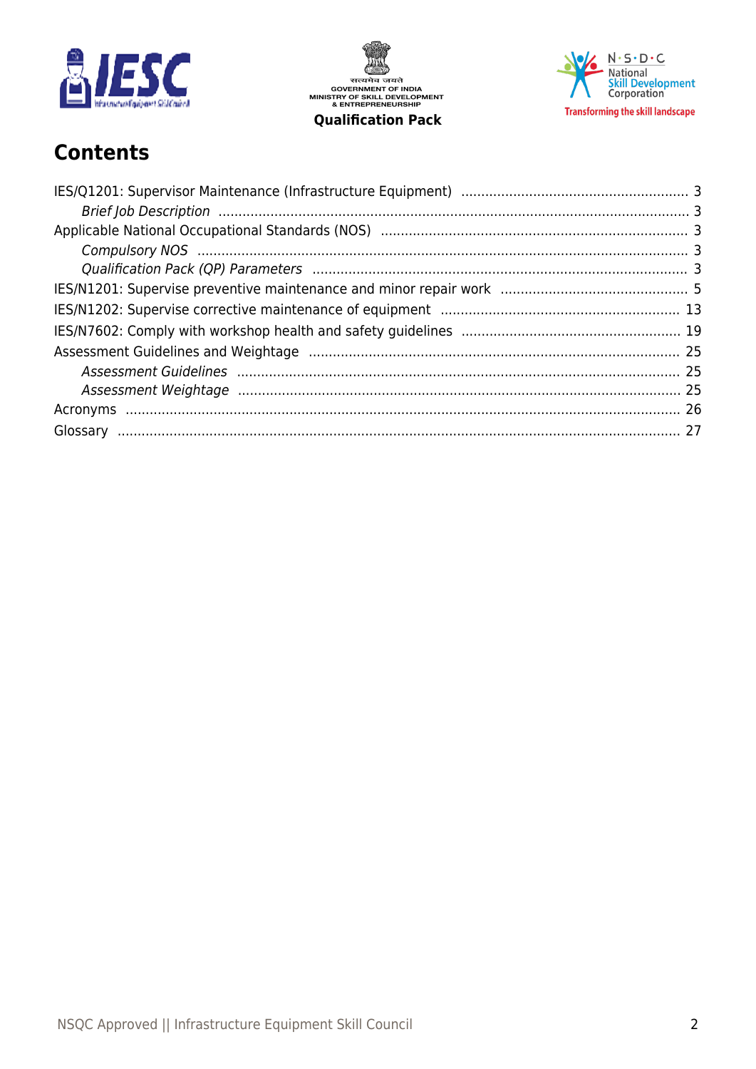# Contents

IES/Q1201: Supervisor Maintenance (Infrastructure Equipment) ........................................................ 3

*Brief Job Description* .................................................................................................................. 3

Applicable National Occupational Standards (NOS) ........................................................................... 3

*Compulsory NOS* ......................................................................................................................... 3

*Qualification Pack (QP) Parameters* ............................................................................................. 3

IES/N1201: Supervise preventive maintenance and minor repair work .............................................. 5

IES/N1202: Supervise corrective maintenance of equipment ........................................................... 13

IES/N7602: Comply with workshop health and safety guidelines ...................................................... 19

Assessment Guidelines and Weightage ........................................................................................... 25

*Assessment Guidelines* ................................................................................................................ 25

*Assessment Weightage* ................................................................................................................ 25

Acronyms ........................................................................................................................................ 26

Glossary .......................................................................................................................................... 27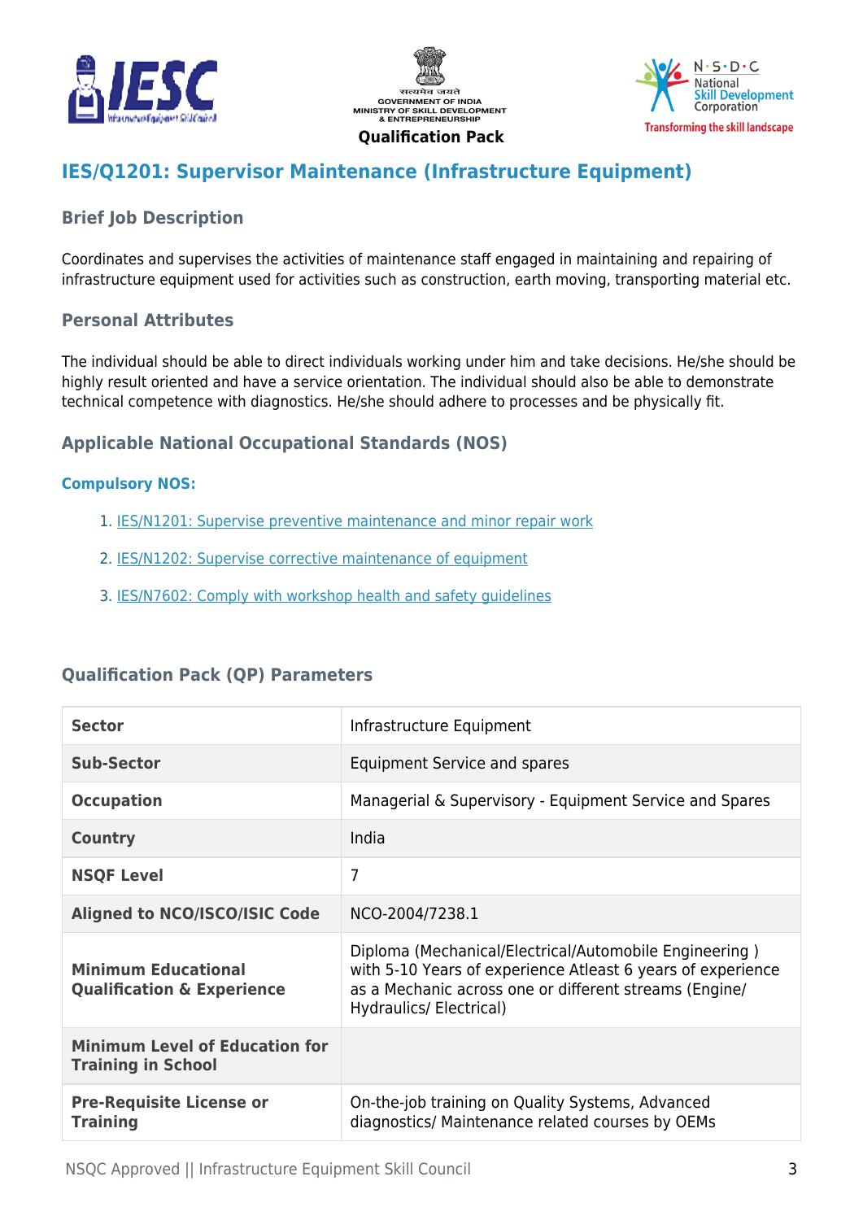# IES/Q1201: Supervisor Maintenance (Infrastructure Equipment)

## Brief Job Description

Coordinates and supervises the activities of maintenance staff engaged in maintaining and repairing of infrastructure equipment used for activities such as construction, earth moving, transporting material etc.

## Personal Attributes

The individual should be able to direct individuals working under him and take decisions. He/she should be highly result oriented and have a service orientation. The individual should also be able to demonstrate technical competence with diagnostics. He/she should adhere to processes and be physically fit.

## Applicable National Occupational Standards (NOS)

### Compulsory NOS:

1. IES/N1201: Supervise preventive maintenance and minor repair work
2. IES/N1202: Supervise corrective maintenance of equipment
3. IES/N7602: Comply with workshop health and safety guidelines

## Qualification Pack (QP) Parameters

| | |
|---|---|
| **Sector** | Infrastructure Equipment |
| **Sub-Sector** | Equipment Service and spares |
| **Occupation** | Managerial & Supervisory - Equipment Service and Spares |
| **Country** | India |
| **NSQF Level** | 7 |
| **Aligned to NCO/ISCO/ISIC Code** | NCO-2004/7238.1 |
| **Minimum Educational Qualification & Experience** | Diploma (Mechanical/Electrical/Automobile Engineering ) with 5-10 Years of experience Atleast 6 years of experience as a Mechanic across one or different streams (Engine/ Hydraulics/ Electrical) |
| **Minimum Level of Education for Training in School** | |
| **Pre-Requisite License or Training** | On-the-job training on Quality Systems, Advanced diagnostics/ Maintenance related courses by OEMs |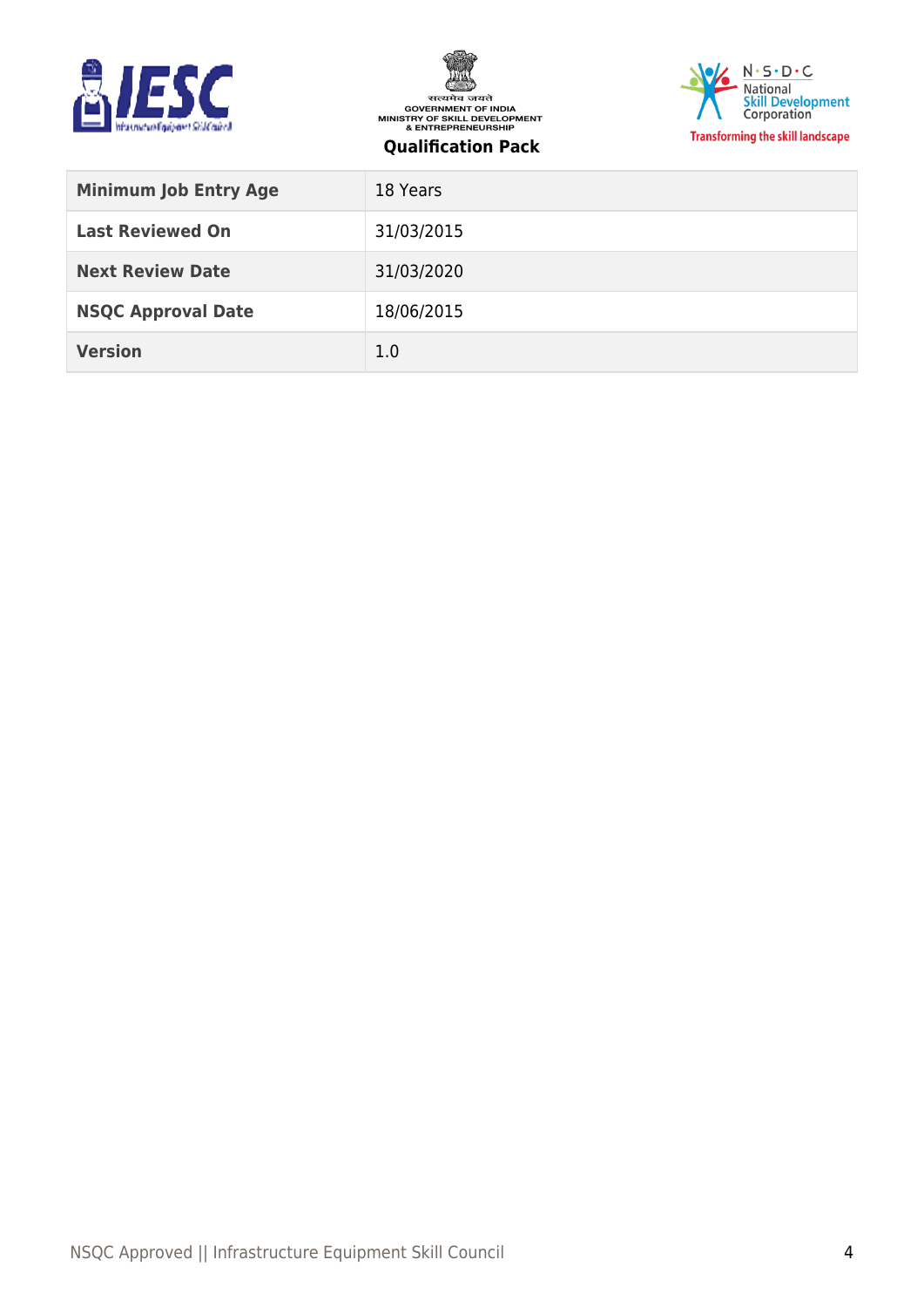| Minimum Job Entry Age | 18 Years |
|---|---|
| Last Reviewed On | 31/03/2015 |
| Next Review Date | 31/03/2020 |
| NSQC Approval Date | 18/06/2015 |
| Version | 1.0 |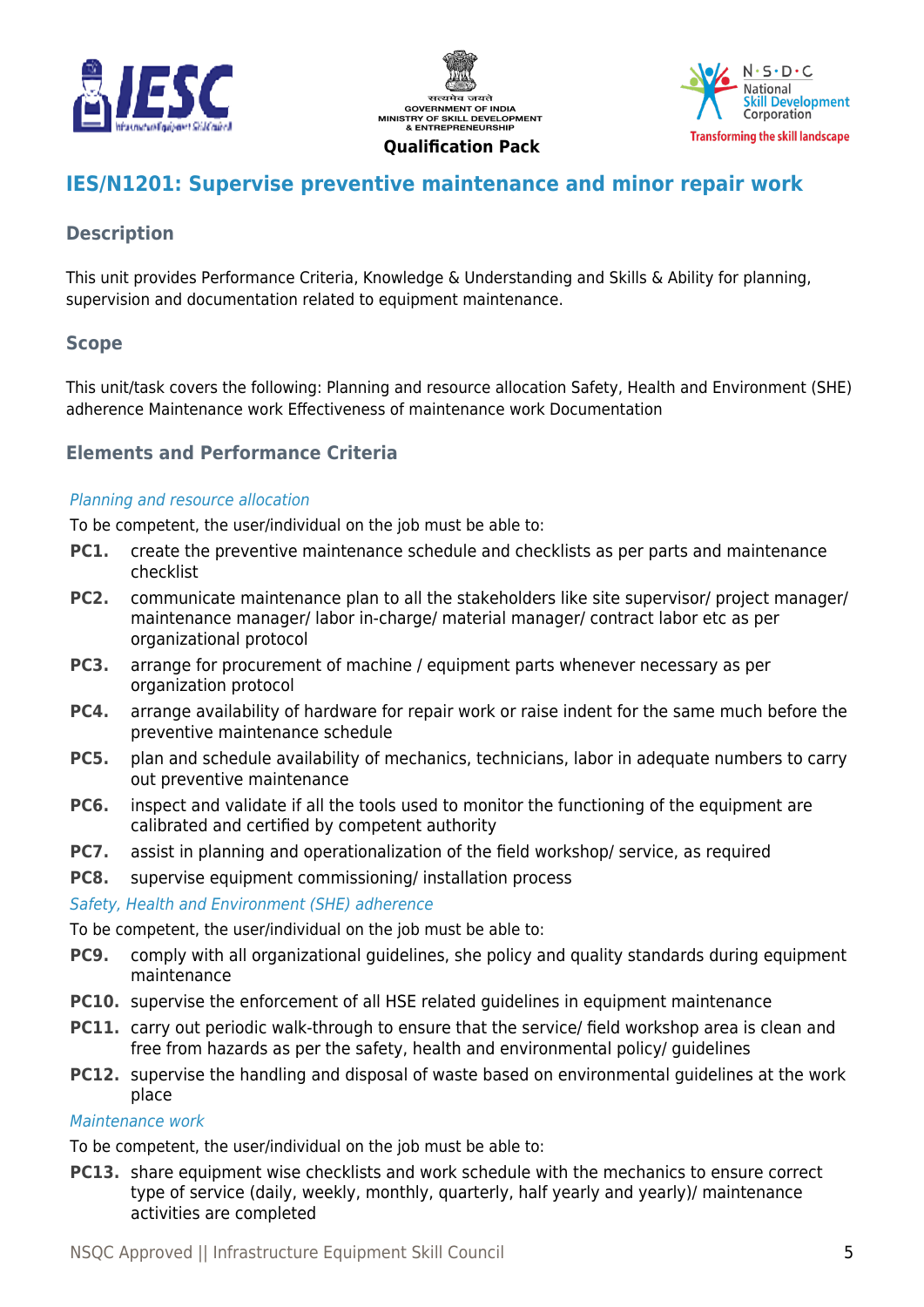## IES/N1201: Supervise preventive maintenance and minor repair work

### Description

This unit provides Performance Criteria, Knowledge & Understanding and Skills & Ability for planning, supervision and documentation related to equipment maintenance.

### Scope

This unit/task covers the following: Planning and resource allocation Safety, Health and Environment (SHE) adherence Maintenance work Effectiveness of maintenance work Documentation

### Elements and Performance Criteria

*Planning and resource allocation*

To be competent, the user/individual on the job must be able to:

- **PC1.** create the preventive maintenance schedule and checklists as per parts and maintenance checklist
- **PC2.** communicate maintenance plan to all the stakeholders like site supervisor/ project manager/ maintenance manager/ labor in-charge/ material manager/ contract labor etc as per organizational protocol
- **PC3.** arrange for procurement of machine / equipment parts whenever necessary as per organization protocol
- **PC4.** arrange availability of hardware for repair work or raise indent for the same much before the preventive maintenance schedule
- **PC5.** plan and schedule availability of mechanics, technicians, labor in adequate numbers to carry out preventive maintenance
- **PC6.** inspect and validate if all the tools used to monitor the functioning of the equipment are calibrated and certified by competent authority
- **PC7.** assist in planning and operationalization of the field workshop/ service, as required
- **PC8.** supervise equipment commissioning/ installation process

*Safety, Health and Environment (SHE) adherence*

To be competent, the user/individual on the job must be able to:

- **PC9.** comply with all organizational guidelines, she policy and quality standards during equipment maintenance
- **PC10.** supervise the enforcement of all HSE related guidelines in equipment maintenance
- **PC11.** carry out periodic walk-through to ensure that the service/ field workshop area is clean and free from hazards as per the safety, health and environmental policy/ guidelines
- **PC12.** supervise the handling and disposal of waste based on environmental guidelines at the work place

*Maintenance work*

To be competent, the user/individual on the job must be able to:

- **PC13.** share equipment wise checklists and work schedule with the mechanics to ensure correct type of service (daily, weekly, monthly, quarterly, half yearly and yearly)/ maintenance activities are completed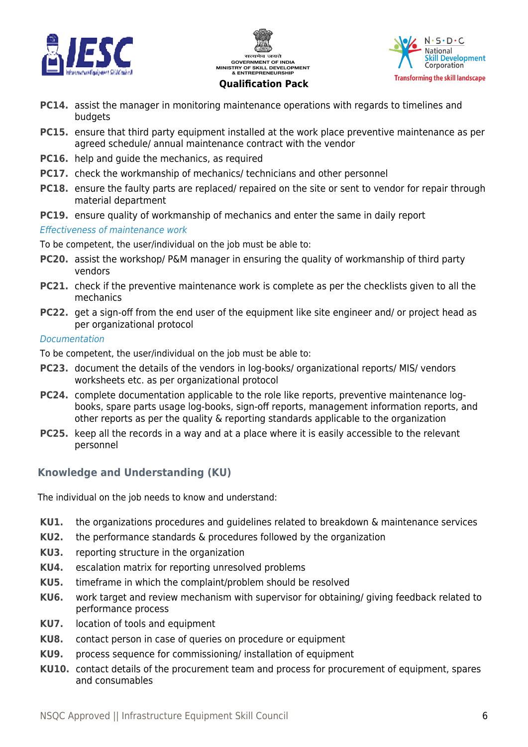**PC14.** assist the manager in monitoring maintenance operations with regards to timelines and budgets

**PC15.** ensure that third party equipment installed at the work place preventive maintenance as per agreed schedule/ annual maintenance contract with the vendor

**PC16.** help and guide the mechanics, as required

**PC17.** check the workmanship of mechanics/ technicians and other personnel

**PC18.** ensure the faulty parts are replaced/ repaired on the site or sent to vendor for repair through material department

**PC19.** ensure quality of workmanship of mechanics and enter the same in daily report

*Effectiveness of maintenance work*

To be competent, the user/individual on the job must be able to:

**PC20.** assist the workshop/ P&M manager in ensuring the quality of workmanship of third party vendors

**PC21.** check if the preventive maintenance work is complete as per the checklists given to all the mechanics

**PC22.** get a sign-off from the end user of the equipment like site engineer and/ or project head as per organizational protocol

*Documentation*

To be competent, the user/individual on the job must be able to:

**PC23.** document the details of the vendors in log-books/ organizational reports/ MIS/ vendors worksheets etc. as per organizational protocol

**PC24.** complete documentation applicable to the role like reports, preventive maintenance log-books, spare parts usage log-books, sign-off reports, management information reports, and other reports as per the quality & reporting standards applicable to the organization

**PC25.** keep all the records in a way and at a place where it is easily accessible to the relevant personnel

## Knowledge and Understanding (KU)

The individual on the job needs to know and understand:

**KU1.** the organizations procedures and guidelines related to breakdown & maintenance services

**KU2.** the performance standards & procedures followed by the organization

**KU3.** reporting structure in the organization

**KU4.** escalation matrix for reporting unresolved problems

**KU5.** timeframe in which the complaint/problem should be resolved

**KU6.** work target and review mechanism with supervisor for obtaining/ giving feedback related to performance process

**KU7.** location of tools and equipment

**KU8.** contact person in case of queries on procedure or equipment

**KU9.** process sequence for commissioning/ installation of equipment

**KU10.** contact details of the procurement team and process for procurement of equipment, spares and consumables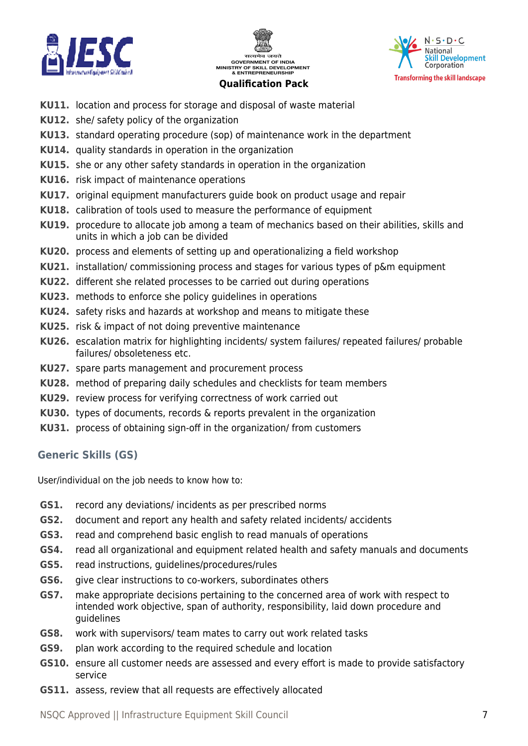**KU11.** location and process for storage and disposal of waste material
**KU12.** she/ safety policy of the organization
**KU13.** standard operating procedure (sop) of maintenance work in the department
**KU14.** quality standards in operation in the organization
**KU15.** she or any other safety standards in operation in the organization
**KU16.** risk impact of maintenance operations
**KU17.** original equipment manufacturers guide book on product usage and repair
**KU18.** calibration of tools used to measure the performance of equipment
**KU19.** procedure to allocate job among a team of mechanics based on their abilities, skills and units in which a job can be divided
**KU20.** process and elements of setting up and operationalizing a field workshop
**KU21.** installation/ commissioning process and stages for various types of p&m equipment
**KU22.** different she related processes to be carried out during operations
**KU23.** methods to enforce she policy guidelines in operations
**KU24.** safety risks and hazards at workshop and means to mitigate these
**KU25.** risk & impact of not doing preventive maintenance
**KU26.** escalation matrix for highlighting incidents/ system failures/ repeated failures/ probable failures/ obsoleteness etc.
**KU27.** spare parts management and procurement process
**KU28.** method of preparing daily schedules and checklists for team members
**KU29.** review process for verifying correctness of work carried out
**KU30.** types of documents, records & reports prevalent in the organization
**KU31.** process of obtaining sign-off in the organization/ from customers

## Generic Skills (GS)

User/individual on the job needs to know how to:

**GS1.** record any deviations/ incidents as per prescribed norms
**GS2.** document and report any health and safety related incidents/ accidents
**GS3.** read and comprehend basic english to read manuals of operations
**GS4.** read all organizational and equipment related health and safety manuals and documents
**GS5.** read instructions, guidelines/procedures/rules
**GS6.** give clear instructions to co-workers, subordinates others
**GS7.** make appropriate decisions pertaining to the concerned area of work with respect to intended work objective, span of authority, responsibility, laid down procedure and guidelines
**GS8.** work with supervisors/ team mates to carry out work related tasks
**GS9.** plan work according to the required schedule and location
**GS10.** ensure all customer needs are assessed and every effort is made to provide satisfactory service
**GS11.** assess, review that all requests are effectively allocated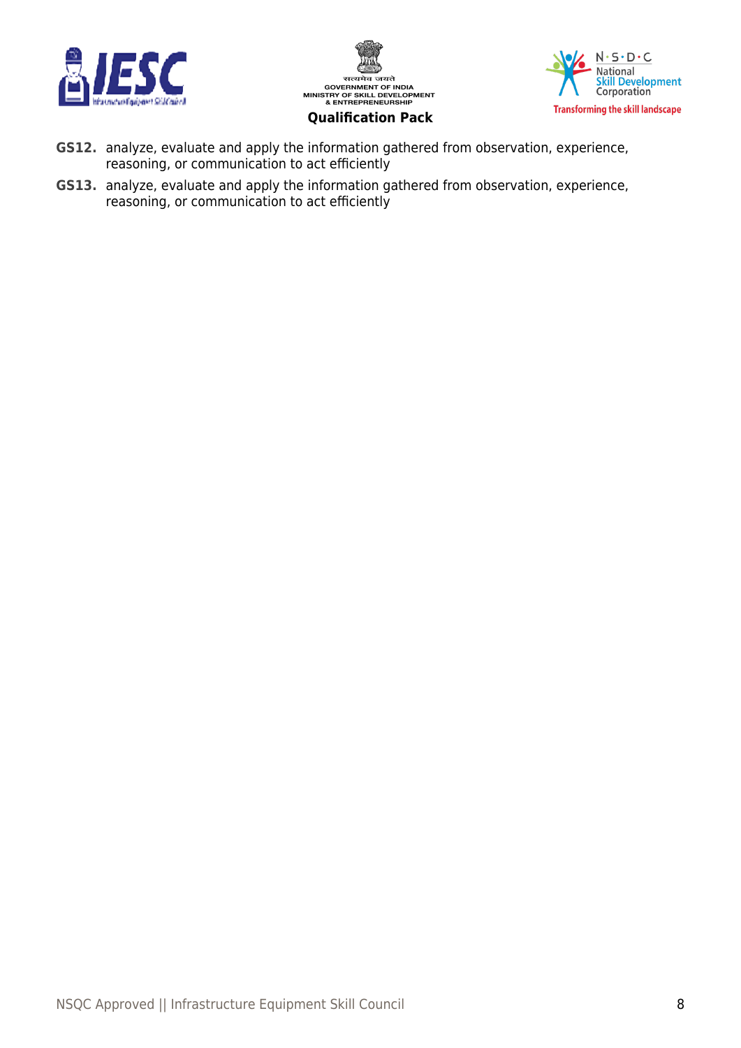**GS12.** analyze, evaluate and apply the information gathered from observation, experience, reasoning, or communication to act efficiently

**GS13.** analyze, evaluate and apply the information gathered from observation, experience, reasoning, or communication to act efficiently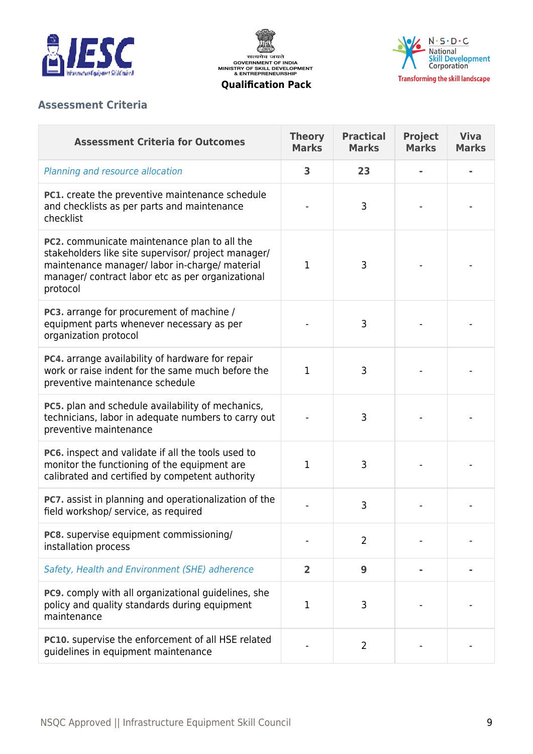## Assessment Criteria

| Assessment Criteria for Outcomes | Theory Marks | Practical Marks | Project Marks | Viva Marks |
| --- | --- | --- | --- | --- |
| *Planning and resource allocation* | **3** | **23** | **-** | **-** |
| **PC1.** create the preventive maintenance schedule and checklists as per parts and maintenance checklist | - | 3 | - | - |
| **PC2.** communicate maintenance plan to all the stakeholders like site supervisor/ project manager/ maintenance manager/ labor in-charge/ material manager/ contract labor etc as per organizational protocol | 1 | 3 | - | - |
| **PC3.** arrange for procurement of machine / equipment parts whenever necessary as per organization protocol | - | 3 | - | - |
| **PC4.** arrange availability of hardware for repair work or raise indent for the same much before the preventive maintenance schedule | 1 | 3 | - | - |
| **PC5.** plan and schedule availability of mechanics, technicians, labor in adequate numbers to carry out preventive maintenance | - | 3 | - | - |
| **PC6.** inspect and validate if all the tools used to monitor the functioning of the equipment are calibrated and certified by competent authority | 1 | 3 | - | - |
| **PC7.** assist in planning and operationalization of the field workshop/ service, as required | - | 3 | - | - |
| **PC8.** supervise equipment commissioning/ installation process | - | 2 | - | - |
| *Safety, Health and Environment (SHE) adherence* | **2** | **9** | **-** | **-** |
| **PC9.** comply with all organizational guidelines, she policy and quality standards during equipment maintenance | 1 | 3 | - | - |
| **PC10.** supervise the enforcement of all HSE related guidelines in equipment maintenance | - | 2 | - | - |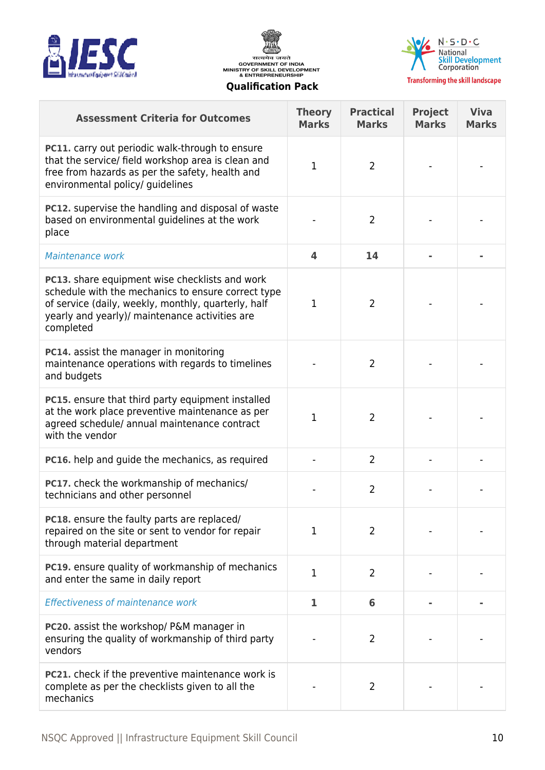| Assessment Criteria for Outcomes | Theory Marks | Practical Marks | Project Marks | Viva Marks |
|---|---|---|---|---|
| **PC11.** carry out periodic walk-through to ensure that the service/ field workshop area is clean and free from hazards as per the safety, health and environmental policy/ guidelines | 1 | 2 | - | - |
| **PC12.** supervise the handling and disposal of waste based on environmental guidelines at the work place | - | 2 | - | - |
| *Maintenance work* | **4** | **14** | **-** | **-** |
| **PC13.** share equipment wise checklists and work schedule with the mechanics to ensure correct type of service (daily, weekly, monthly, quarterly, half yearly and yearly)/ maintenance activities are completed | 1 | 2 | - | - |
| **PC14.** assist the manager in monitoring maintenance operations with regards to timelines and budgets | - | 2 | - | - |
| **PC15.** ensure that third party equipment installed at the work place preventive maintenance as per agreed schedule/ annual maintenance contract with the vendor | 1 | 2 | - | - |
| **PC16.** help and guide the mechanics, as required | - | 2 | - | - |
| **PC17.** check the workmanship of mechanics/ technicians and other personnel | - | 2 | - | - |
| **PC18.** ensure the faulty parts are replaced/ repaired on the site or sent to vendor for repair through material department | 1 | 2 | - | - |
| **PC19.** ensure quality of workmanship of mechanics and enter the same in daily report | 1 | 2 | - | - |
| *Effectiveness of maintenance work* | **1** | **6** | **-** | **-** |
| **PC20.** assist the workshop/ P&M manager in ensuring the quality of workmanship of third party vendors | - | 2 | - | - |
| **PC21.** check if the preventive maintenance work is complete as per the checklists given to all the mechanics | - | 2 | - | - |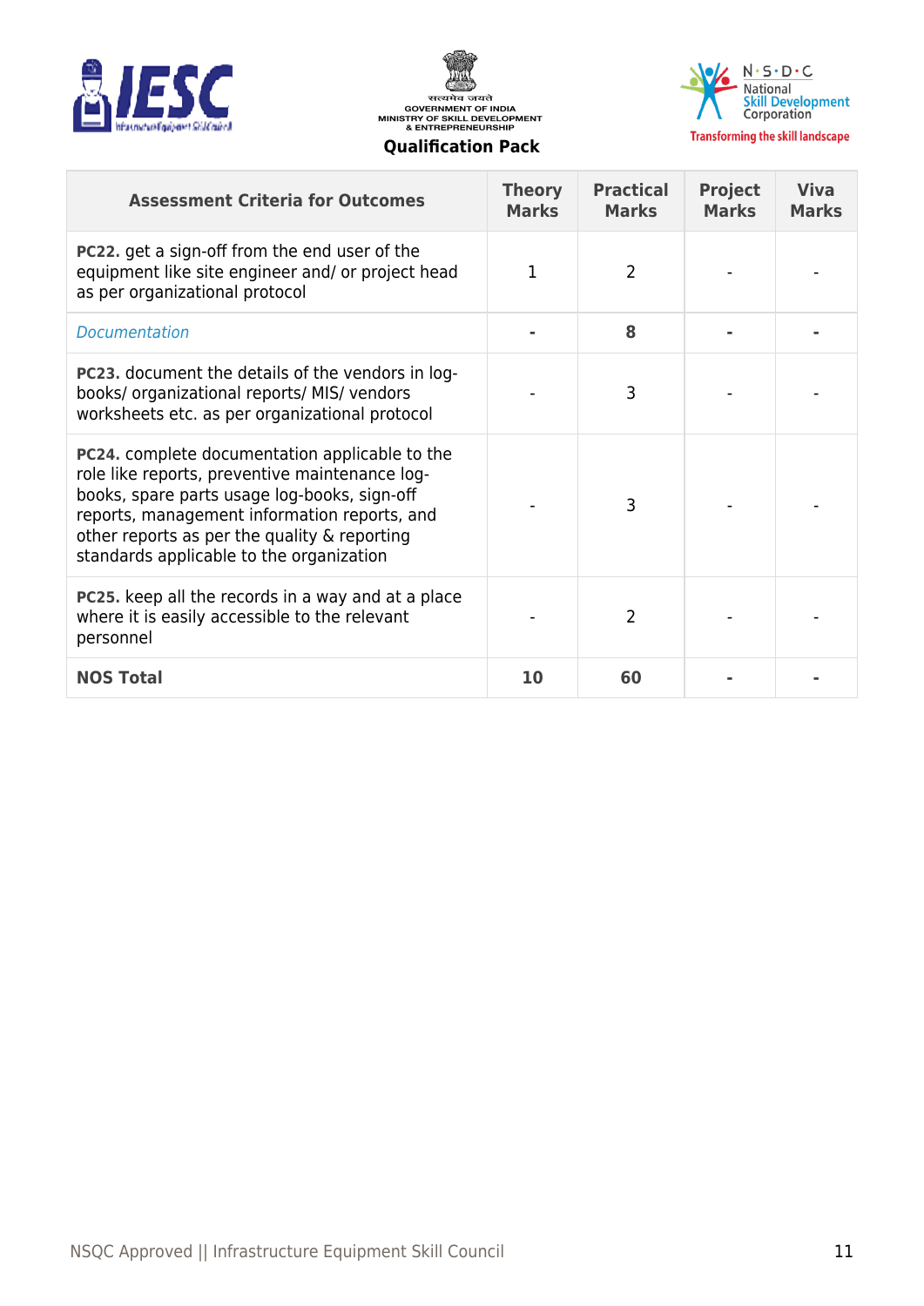| Assessment Criteria for Outcomes | Theory Marks | Practical Marks | Project Marks | Viva Marks |
|---|---|---|---|---|
| **PC22.** get a sign-off from the end user of the equipment like site engineer and/ or project head as per organizational protocol | 1 | 2 | - | - |
| *Documentation* | **-** | **8** | **-** | **-** |
| **PC23.** document the details of the vendors in log-books/ organizational reports/ MIS/ vendors worksheets etc. as per organizational protocol | - | 3 | - | - |
| **PC24.** complete documentation applicable to the role like reports, preventive maintenance log-books, spare parts usage log-books, sign-off reports, management information reports, and other reports as per the quality & reporting standards applicable to the organization | - | 3 | - | - |
| **PC25.** keep all the records in a way and at a place where it is easily accessible to the relevant personnel | - | 2 | - | - |
| **NOS Total** | **10** | **60** | **-** | **-** |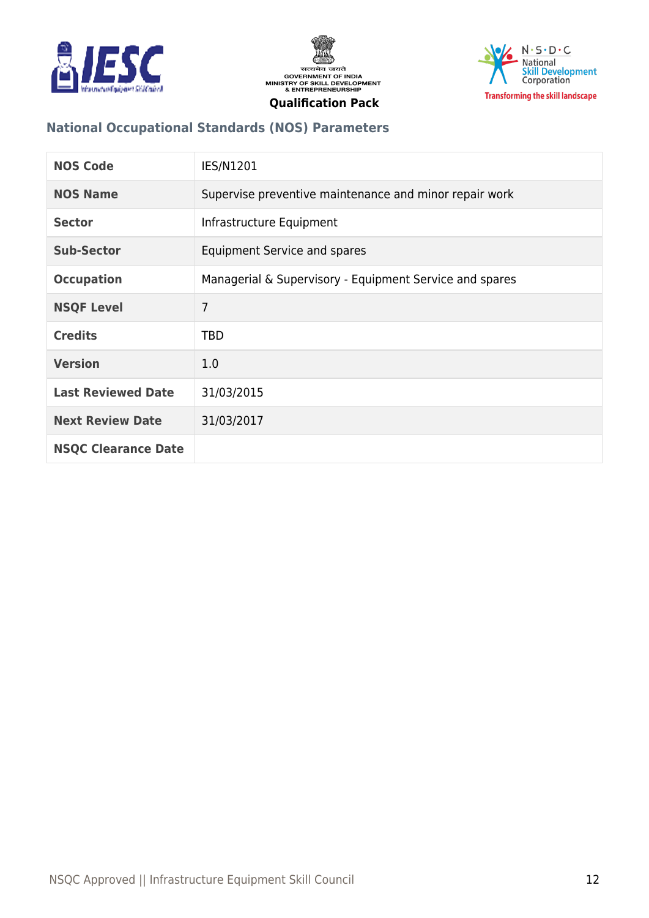## National Occupational Standards (NOS) Parameters

| | |
|---|---|
| **NOS Code** | IES/N1201 |
| **NOS Name** | Supervise preventive maintenance and minor repair work |
| **Sector** | Infrastructure Equipment |
| **Sub-Sector** | Equipment Service and spares |
| **Occupation** | Managerial & Supervisory - Equipment Service and spares |
| **NSQF Level** | 7 |
| **Credits** | TBD |
| **Version** | 1.0 |
| **Last Reviewed Date** | 31/03/2015 |
| **Next Review Date** | 31/03/2017 |
| **NSQC Clearance Date** | |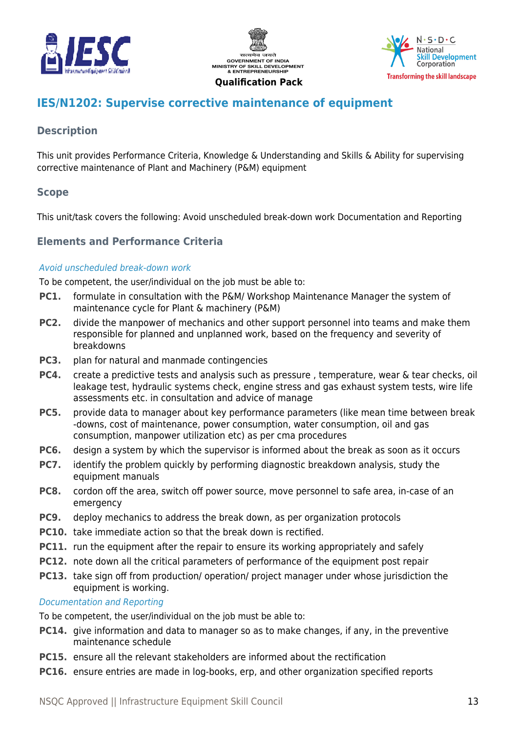## IES/N1202: Supervise corrective maintenance of equipment

### Description

This unit provides Performance Criteria, Knowledge & Understanding and Skills & Ability for supervising corrective maintenance of Plant and Machinery (P&M) equipment

### Scope

This unit/task covers the following: Avoid unscheduled break-down work Documentation and Reporting

### Elements and Performance Criteria

*Avoid unscheduled break-down work*

To be competent, the user/individual on the job must be able to:

- **PC1.** formulate in consultation with the P&M/ Workshop Maintenance Manager the system of maintenance cycle for Plant & machinery (P&M)
- **PC2.** divide the manpower of mechanics and other support personnel into teams and make them responsible for planned and unplanned work, based on the frequency and severity of breakdowns
- **PC3.** plan for natural and manmade contingencies
- **PC4.** create a predictive tests and analysis such as pressure , temperature, wear & tear checks, oil leakage test, hydraulic systems check, engine stress and gas exhaust system tests, wire life assessments etc. in consultation and advice of manage
- **PC5.** provide data to manager about key performance parameters (like mean time between break -downs, cost of maintenance, power consumption, water consumption, oil and gas consumption, manpower utilization etc) as per cma procedures
- **PC6.** design a system by which the supervisor is informed about the break as soon as it occurs
- **PC7.** identify the problem quickly by performing diagnostic breakdown analysis, study the equipment manuals
- **PC8.** cordon off the area, switch off power source, move personnel to safe area, in-case of an emergency
- **PC9.** deploy mechanics to address the break down, as per organization protocols
- **PC10.** take immediate action so that the break down is rectified.
- **PC11.** run the equipment after the repair to ensure its working appropriately and safely
- **PC12.** note down all the critical parameters of performance of the equipment post repair
- **PC13.** take sign off from production/ operation/ project manager under whose jurisdiction the equipment is working.

*Documentation and Reporting*

To be competent, the user/individual on the job must be able to:

- **PC14.** give information and data to manager so as to make changes, if any, in the preventive maintenance schedule
- **PC15.** ensure all the relevant stakeholders are informed about the rectification
- **PC16.** ensure entries are made in log-books, erp, and other organization specified reports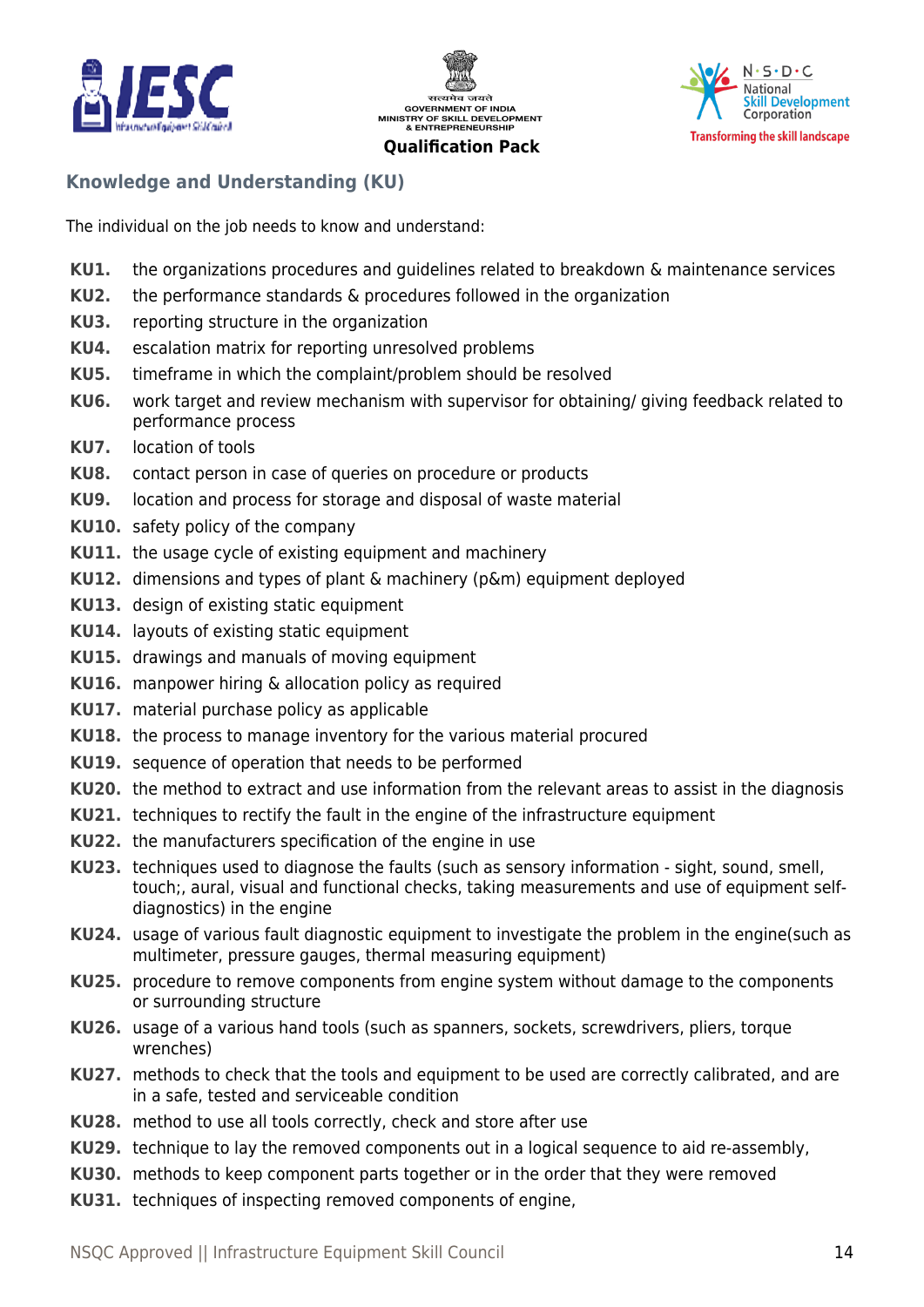## Knowledge and Understanding (KU)

The individual on the job needs to know and understand:

**KU1.** the organizations procedures and guidelines related to breakdown & maintenance services

**KU2.** the performance standards & procedures followed in the organization

**KU3.** reporting structure in the organization

**KU4.** escalation matrix for reporting unresolved problems

**KU5.** timeframe in which the complaint/problem should be resolved

**KU6.** work target and review mechanism with supervisor for obtaining/ giving feedback related to performance process

**KU7.** location of tools

**KU8.** contact person in case of queries on procedure or products

**KU9.** location and process for storage and disposal of waste material

**KU10.** safety policy of the company

**KU11.** the usage cycle of existing equipment and machinery

**KU12.** dimensions and types of plant & machinery (p&m) equipment deployed

**KU13.** design of existing static equipment

**KU14.** layouts of existing static equipment

**KU15.** drawings and manuals of moving equipment

**KU16.** manpower hiring & allocation policy as required

**KU17.** material purchase policy as applicable

**KU18.** the process to manage inventory for the various material procured

**KU19.** sequence of operation that needs to be performed

**KU20.** the method to extract and use information from the relevant areas to assist in the diagnosis

**KU21.** techniques to rectify the fault in the engine of the infrastructure equipment

**KU22.** the manufacturers specification of the engine in use

**KU23.** techniques used to diagnose the faults (such as sensory information - sight, sound, smell, touch;, aural, visual and functional checks, taking measurements and use of equipment self-diagnostics) in the engine

**KU24.** usage of various fault diagnostic equipment to investigate the problem in the engine(such as multimeter, pressure gauges, thermal measuring equipment)

**KU25.** procedure to remove components from engine system without damage to the components or surrounding structure

**KU26.** usage of a various hand tools (such as spanners, sockets, screwdrivers, pliers, torque wrenches)

**KU27.** methods to check that the tools and equipment to be used are correctly calibrated, and are in a safe, tested and serviceable condition

**KU28.** method to use all tools correctly, check and store after use

**KU29.** technique to lay the removed components out in a logical sequence to aid re-assembly,

**KU30.** methods to keep component parts together or in the order that they were removed

**KU31.** techniques of inspecting removed components of engine,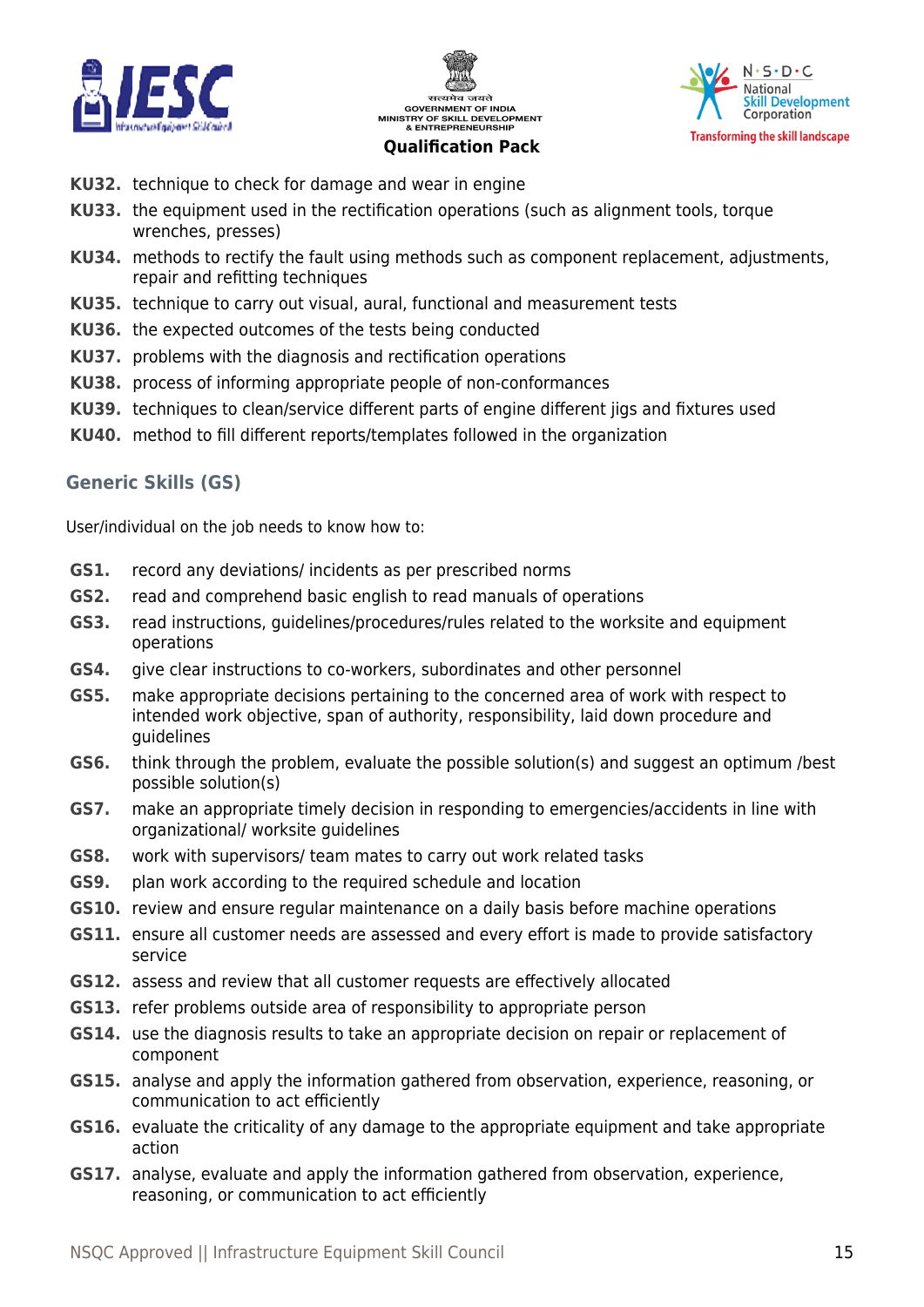**KU32.** technique to check for damage and wear in engine

**KU33.** the equipment used in the rectification operations (such as alignment tools, torque wrenches, presses)

**KU34.** methods to rectify the fault using methods such as component replacement, adjustments, repair and refitting techniques

**KU35.** technique to carry out visual, aural, functional and measurement tests

**KU36.** the expected outcomes of the tests being conducted

**KU37.** problems with the diagnosis and rectification operations

**KU38.** process of informing appropriate people of non-conformances

**KU39.** techniques to clean/service different parts of engine different jigs and fixtures used

**KU40.** method to fill different reports/templates followed in the organization

## Generic Skills (GS)

User/individual on the job needs to know how to:

**GS1.** record any deviations/ incidents as per prescribed norms

**GS2.** read and comprehend basic english to read manuals of operations

**GS3.** read instructions, guidelines/procedures/rules related to the worksite and equipment operations

**GS4.** give clear instructions to co-workers, subordinates and other personnel

**GS5.** make appropriate decisions pertaining to the concerned area of work with respect to intended work objective, span of authority, responsibility, laid down procedure and guidelines

**GS6.** think through the problem, evaluate the possible solution(s) and suggest an optimum /best possible solution(s)

**GS7.** make an appropriate timely decision in responding to emergencies/accidents in line with organizational/ worksite guidelines

**GS8.** work with supervisors/ team mates to carry out work related tasks

**GS9.** plan work according to the required schedule and location

**GS10.** review and ensure regular maintenance on a daily basis before machine operations

**GS11.** ensure all customer needs are assessed and every effort is made to provide satisfactory service

**GS12.** assess and review that all customer requests are effectively allocated

**GS13.** refer problems outside area of responsibility to appropriate person

**GS14.** use the diagnosis results to take an appropriate decision on repair or replacement of component

**GS15.** analyse and apply the information gathered from observation, experience, reasoning, or communication to act efficiently

**GS16.** evaluate the criticality of any damage to the appropriate equipment and take appropriate action

**GS17.** analyse, evaluate and apply the information gathered from observation, experience, reasoning, or communication to act efficiently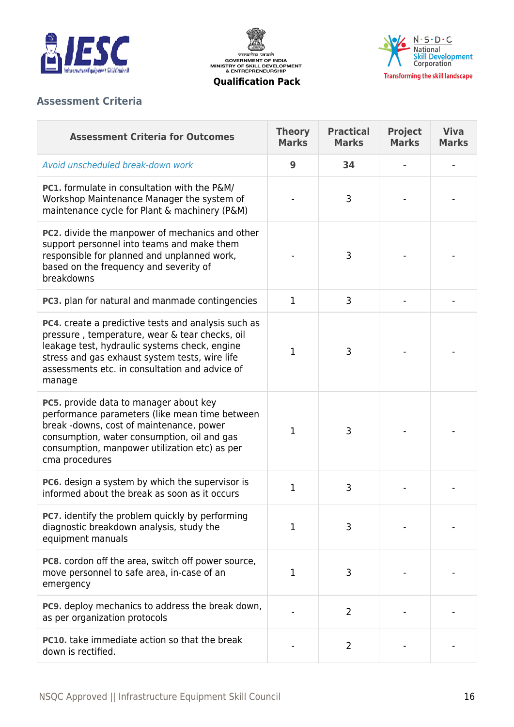## Assessment Criteria

| Assessment Criteria for Outcomes | Theory Marks | Practical Marks | Project Marks | Viva Marks |
|---|---|---|---|---|
| *Avoid unscheduled break-down work* | **9** | **34** | **-** | **-** |
| **PC1.** formulate in consultation with the P&M/ Workshop Maintenance Manager the system of maintenance cycle for Plant & machinery (P&M) | - | 3 | - | - |
| **PC2.** divide the manpower of mechanics and other support personnel into teams and make them responsible for planned and unplanned work, based on the frequency and severity of breakdowns | - | 3 | - | - |
| **PC3.** plan for natural and manmade contingencies | 1 | 3 | - | - |
| **PC4.** create a predictive tests and analysis such as pressure , temperature, wear & tear checks, oil leakage test, hydraulic systems check, engine stress and gas exhaust system tests, wire life assessments etc. in consultation and advice of manage | 1 | 3 | - | - |
| **PC5.** provide data to manager about key performance parameters (like mean time between break -downs, cost of maintenance, power consumption, water consumption, oil and gas consumption, manpower utilization etc) as per cma procedures | 1 | 3 | - | - |
| **PC6.** design a system by which the supervisor is informed about the break as soon as it occurs | 1 | 3 | - | - |
| **PC7.** identify the problem quickly by performing diagnostic breakdown analysis, study the equipment manuals | 1 | 3 | - | - |
| **PC8.** cordon off the area, switch off power source, move personnel to safe area, in-case of an emergency | 1 | 3 | - | - |
| **PC9.** deploy mechanics to address the break down, as per organization protocols | - | 2 | - | - |
| **PC10.** take immediate action so that the break down is rectified. | - | 2 | - | - |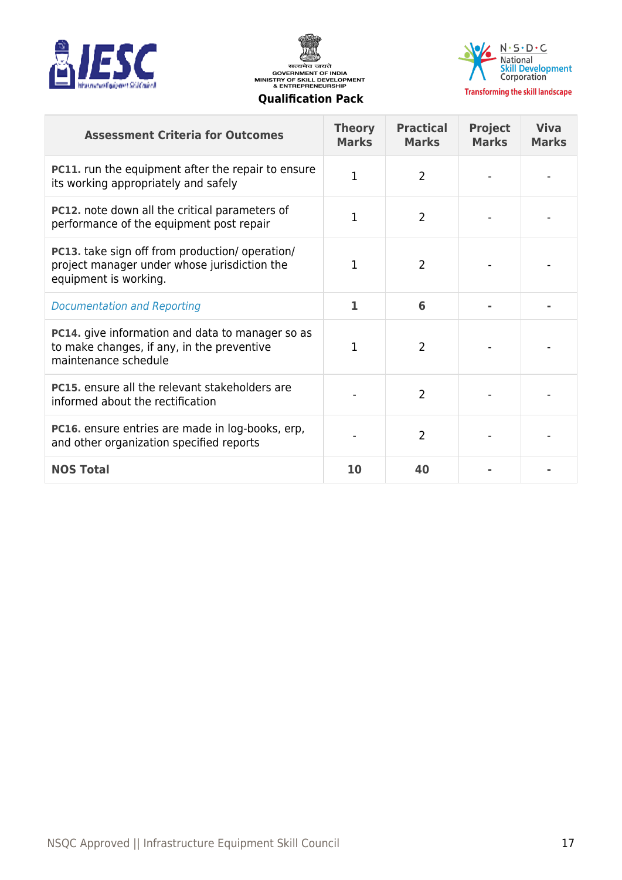| Assessment Criteria for Outcomes | Theory Marks | Practical Marks | Project Marks | Viva Marks |
|---|---|---|---|---|
| **PC11.** run the equipment after the repair to ensure its working appropriately and safely | 1 | 2 | - | - |
| **PC12.** note down all the critical parameters of performance of the equipment post repair | 1 | 2 | - | - |
| **PC13.** take sign off from production/ operation/ project manager under whose jurisdiction the equipment is working. | 1 | 2 | - | - |
| *Documentation and Reporting* | **1** | **6** | **-** | **-** |
| **PC14.** give information and data to manager so as to make changes, if any, in the preventive maintenance schedule | 1 | 2 | - | - |
| **PC15.** ensure all the relevant stakeholders are informed about the rectification | - | 2 | - | - |
| **PC16.** ensure entries are made in log-books, erp, and other organization specified reports | - | 2 | - | - |
| **NOS Total** | **10** | **40** | **-** | **-** |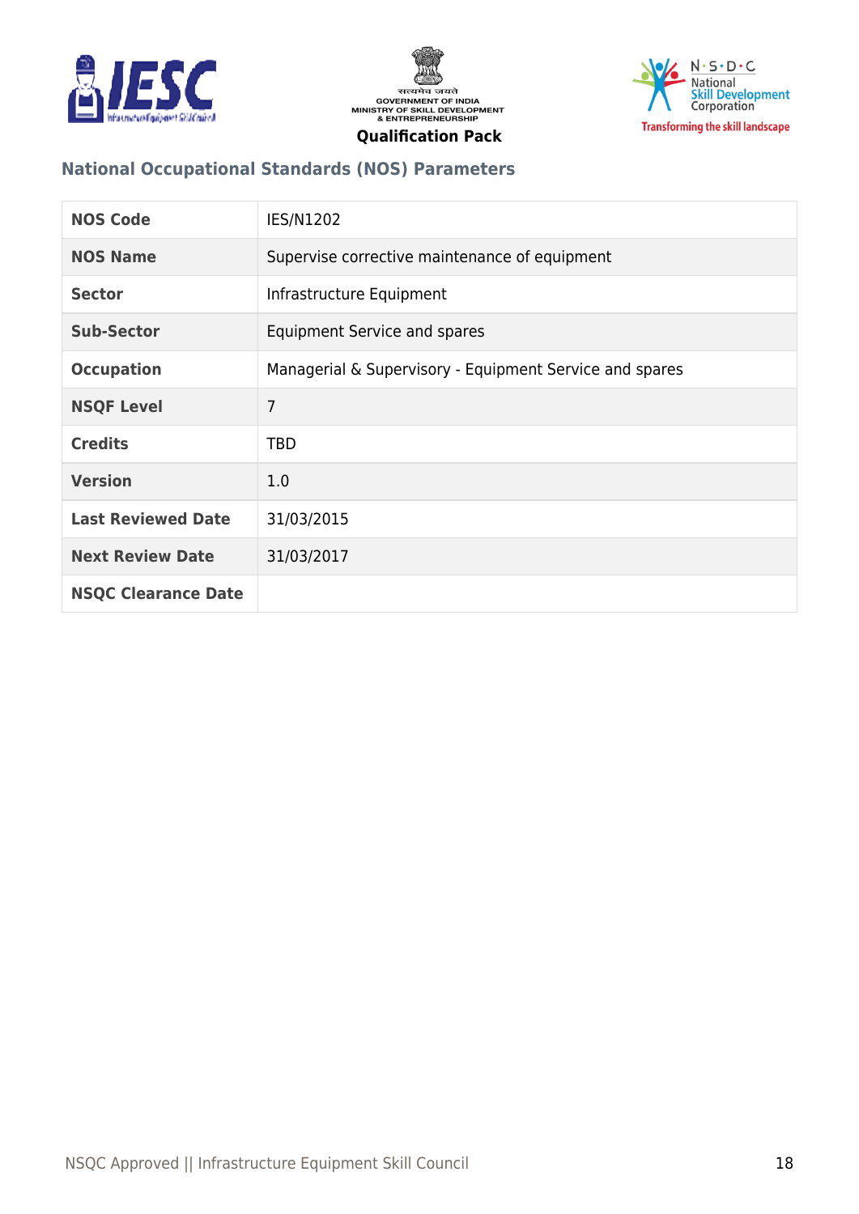## National Occupational Standards (NOS) Parameters

| NOS Code | IES/N1202 |
|---|---|
| NOS Name | Supervise corrective maintenance of equipment |
| Sector | Infrastructure Equipment |
| Sub-Sector | Equipment Service and spares |
| Occupation | Managerial & Supervisory - Equipment Service and spares |
| NSQF Level | 7 |
| Credits | TBD |
| Version | 1.0 |
| Last Reviewed Date | 31/03/2015 |
| Next Review Date | 31/03/2017 |
| NSQC Clearance Date | |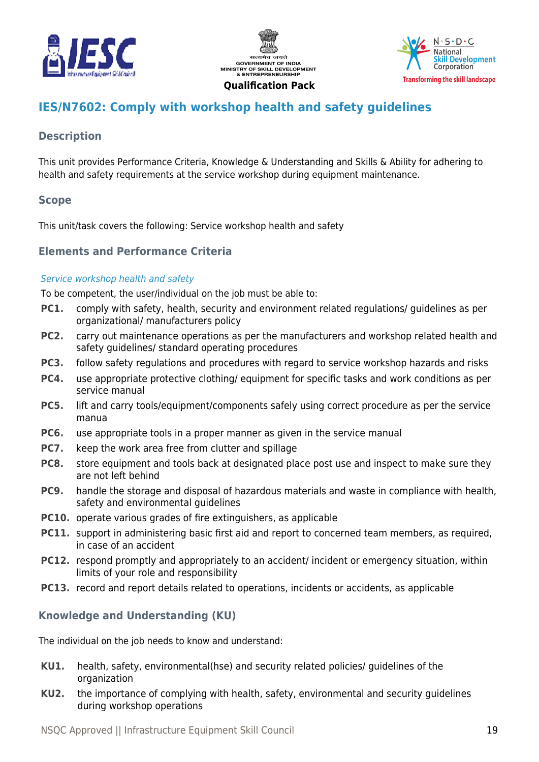## IES/N7602: Comply with workshop health and safety guidelines

### Description

This unit provides Performance Criteria, Knowledge & Understanding and Skills & Ability for adhering to health and safety requirements at the service workshop during equipment maintenance.

### Scope

This unit/task covers the following: Service workshop health and safety

### Elements and Performance Criteria

*Service workshop health and safety*

To be competent, the user/individual on the job must be able to:

- **PC1.** comply with safety, health, security and environment related regulations/ guidelines as per organizational/ manufacturers policy
- **PC2.** carry out maintenance operations as per the manufacturers and workshop related health and safety guidelines/ standard operating procedures
- **PC3.** follow safety regulations and procedures with regard to service workshop hazards and risks
- **PC4.** use appropriate protective clothing/ equipment for specific tasks and work conditions as per service manual
- **PC5.** lift and carry tools/equipment/components safely using correct procedure as per the service manua
- **PC6.** use appropriate tools in a proper manner as given in the service manual
- **PC7.** keep the work area free from clutter and spillage
- **PC8.** store equipment and tools back at designated place post use and inspect to make sure they are not left behind
- **PC9.** handle the storage and disposal of hazardous materials and waste in compliance with health, safety and environmental guidelines
- **PC10.** operate various grades of fire extinguishers, as applicable
- **PC11.** support in administering basic first aid and report to concerned team members, as required, in case of an accident
- **PC12.** respond promptly and appropriately to an accident/ incident or emergency situation, within limits of your role and responsibility
- **PC13.** record and report details related to operations, incidents or accidents, as applicable

### Knowledge and Understanding (KU)

The individual on the job needs to know and understand:

- **KU1.** health, safety, environmental(hse) and security related policies/ guidelines of the organization
- **KU2.** the importance of complying with health, safety, environmental and security guidelines during workshop operations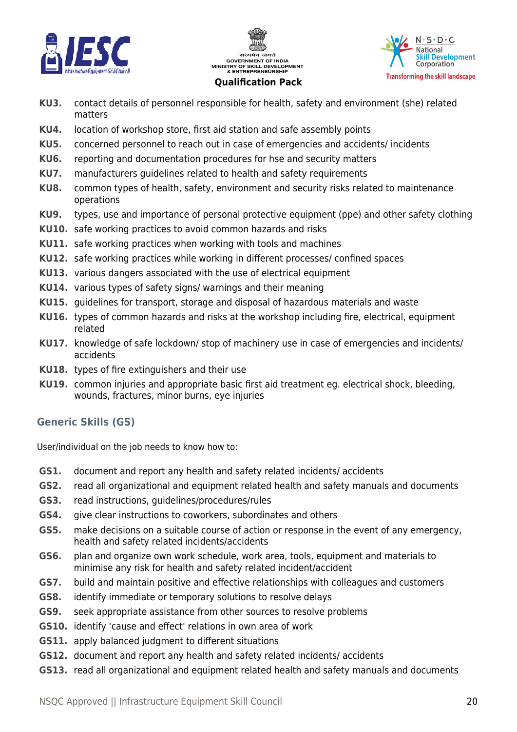- **KU3.** contact details of personnel responsible for health, safety and environment (she) related matters
- **KU4.** location of workshop store, first aid station and safe assembly points
- **KU5.** concerned personnel to reach out in case of emergencies and accidents/ incidents
- **KU6.** reporting and documentation procedures for hse and security matters
- **KU7.** manufacturers guidelines related to health and safety requirements
- **KU8.** common types of health, safety, environment and security risks related to maintenance operations
- **KU9.** types, use and importance of personal protective equipment (ppe) and other safety clothing
- **KU10.** safe working practices to avoid common hazards and risks
- **KU11.** safe working practices when working with tools and machines
- **KU12.** safe working practices while working in different processes/ confined spaces
- **KU13.** various dangers associated with the use of electrical equipment
- **KU14.** various types of safety signs/ warnings and their meaning
- **KU15.** guidelines for transport, storage and disposal of hazardous materials and waste
- **KU16.** types of common hazards and risks at the workshop including fire, electrical, equipment related
- **KU17.** knowledge of safe lockdown/ stop of machinery use in case of emergencies and incidents/ accidents
- **KU18.** types of fire extinguishers and their use
- **KU19.** common injuries and appropriate basic first aid treatment eg. electrical shock, bleeding, wounds, fractures, minor burns, eye injuries

## Generic Skills (GS)

User/individual on the job needs to know how to:

- **GS1.** document and report any health and safety related incidents/ accidents
- **GS2.** read all organizational and equipment related health and safety manuals and documents
- **GS3.** read instructions, guidelines/procedures/rules
- **GS4.** give clear instructions to coworkers, subordinates and others
- **GS5.** make decisions on a suitable course of action or response in the event of any emergency, health and safety related incidents/accidents
- **GS6.** plan and organize own work schedule, work area, tools, equipment and materials to minimise any risk for health and safety related incident/accident
- **GS7.** build and maintain positive and effective relationships with colleagues and customers
- **GS8.** identify immediate or temporary solutions to resolve delays
- **GS9.** seek appropriate assistance from other sources to resolve problems
- **GS10.** identify 'cause and effect' relations in own area of work
- **GS11.** apply balanced judgment to different situations
- **GS12.** document and report any health and safety related incidents/ accidents
- **GS13.** read all organizational and equipment related health and safety manuals and documents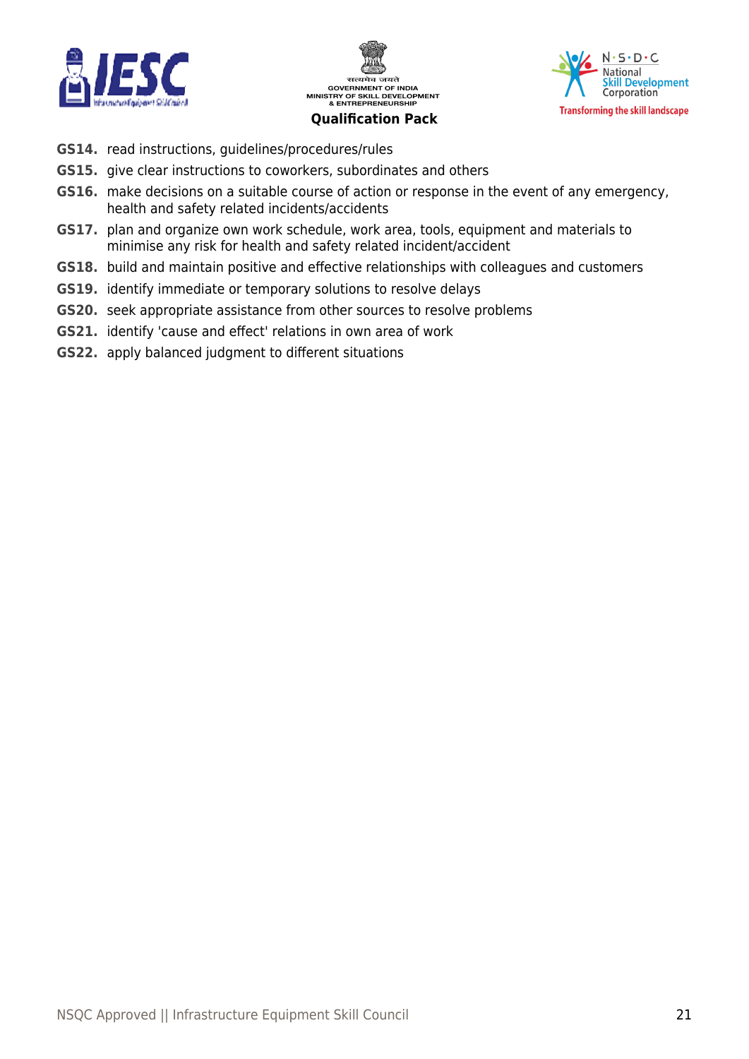**GS14.** read instructions, guidelines/procedures/rules

**GS15.** give clear instructions to coworkers, subordinates and others

**GS16.** make decisions on a suitable course of action or response in the event of any emergency, health and safety related incidents/accidents

**GS17.** plan and organize own work schedule, work area, tools, equipment and materials to minimise any risk for health and safety related incident/accident

**GS18.** build and maintain positive and effective relationships with colleagues and customers

**GS19.** identify immediate or temporary solutions to resolve delays

**GS20.** seek appropriate assistance from other sources to resolve problems

**GS21.** identify 'cause and effect' relations in own area of work

**GS22.** apply balanced judgment to different situations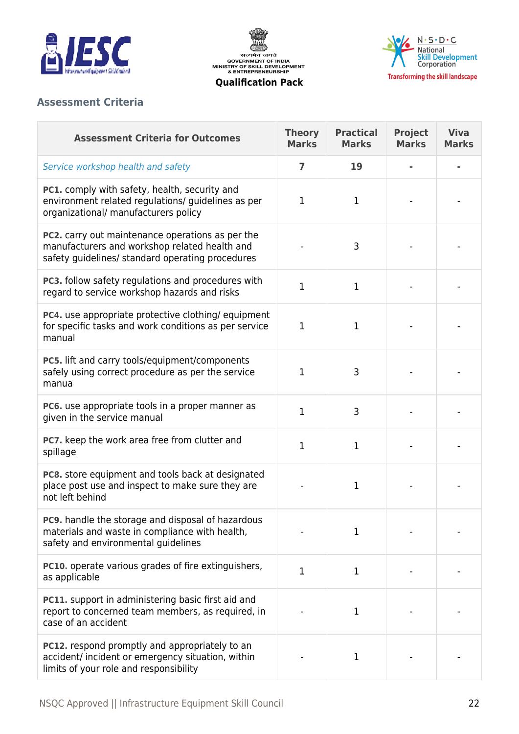## Assessment Criteria

| Assessment Criteria for Outcomes | Theory Marks | Practical Marks | Project Marks | Viva Marks |
|---|---|---|---|---|
| *Service workshop health and safety* | **7** | **19** | **-** | **-** |
| **PC1.** comply with safety, health, security and environment related regulations/ guidelines as per organizational/ manufacturers policy | 1 | 1 | - | - |
| **PC2.** carry out maintenance operations as per the manufacturers and workshop related health and safety guidelines/ standard operating procedures | - | 3 | - | - |
| **PC3.** follow safety regulations and procedures with regard to service workshop hazards and risks | 1 | 1 | - | - |
| **PC4.** use appropriate protective clothing/ equipment for specific tasks and work conditions as per service manual | 1 | 1 | - | - |
| **PC5.** lift and carry tools/equipment/components safely using correct procedure as per the service manua | 1 | 3 | - | - |
| **PC6.** use appropriate tools in a proper manner as given in the service manual | 1 | 3 | - | - |
| **PC7.** keep the work area free from clutter and spillage | 1 | 1 | - | - |
| **PC8.** store equipment and tools back at designated place post use and inspect to make sure they are not left behind | - | 1 | - | - |
| **PC9.** handle the storage and disposal of hazardous materials and waste in compliance with health, safety and environmental guidelines | - | 1 | - | - |
| **PC10.** operate various grades of fire extinguishers, as applicable | 1 | 1 | - | - |
| **PC11.** support in administering basic first aid and report to concerned team members, as required, in case of an accident | - | 1 | - | - |
| **PC12.** respond promptly and appropriately to an accident/ incident or emergency situation, within limits of your role and responsibility | - | 1 | - | - |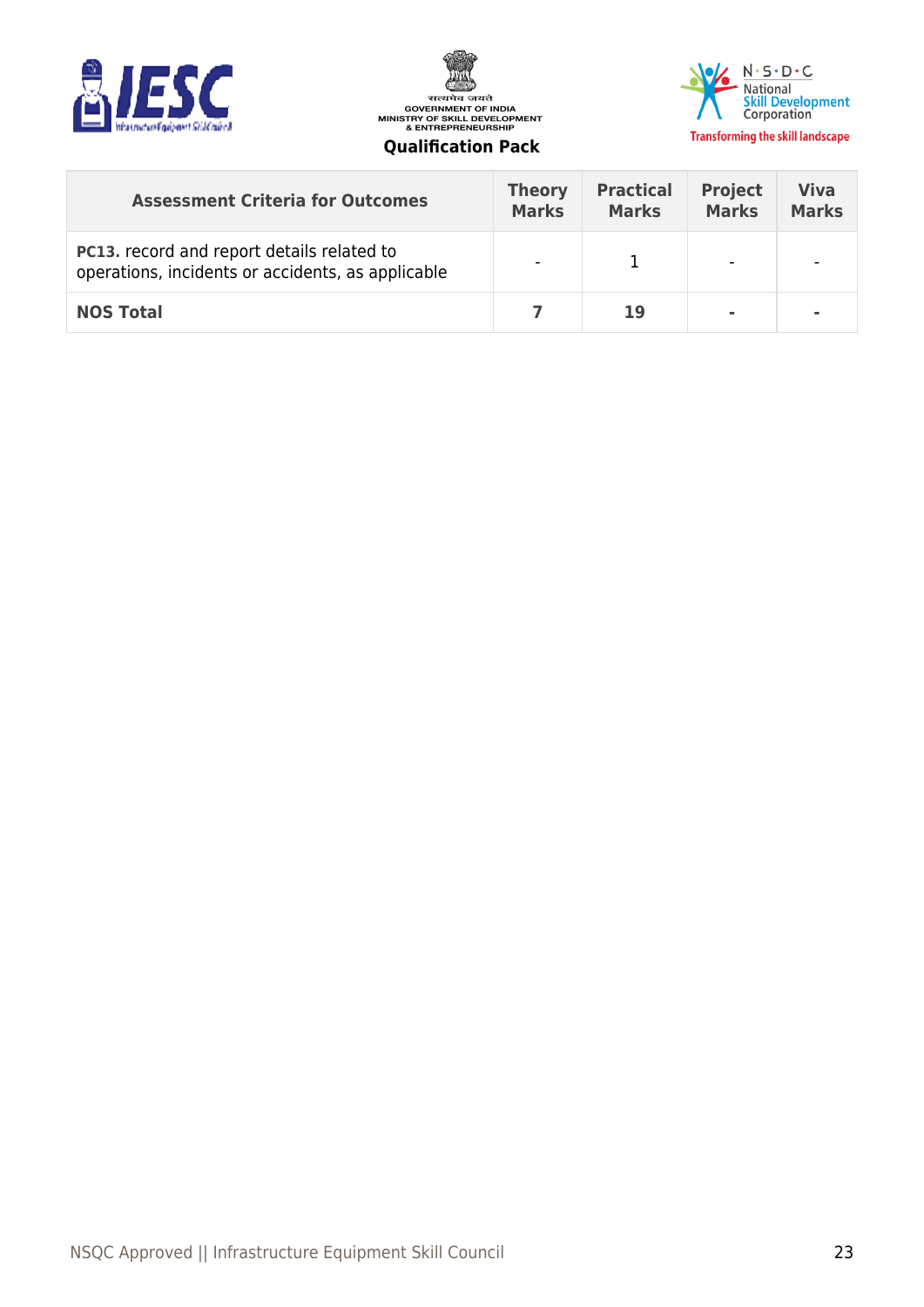| Assessment Criteria for Outcomes | Theory Marks | Practical Marks | Project Marks | Viva Marks |
|---|---|---|---|---|
| **PC13.** record and report details related to operations, incidents or accidents, as applicable | - | 1 | - | - |
| **NOS Total** | **7** | **19** | **-** | **-** |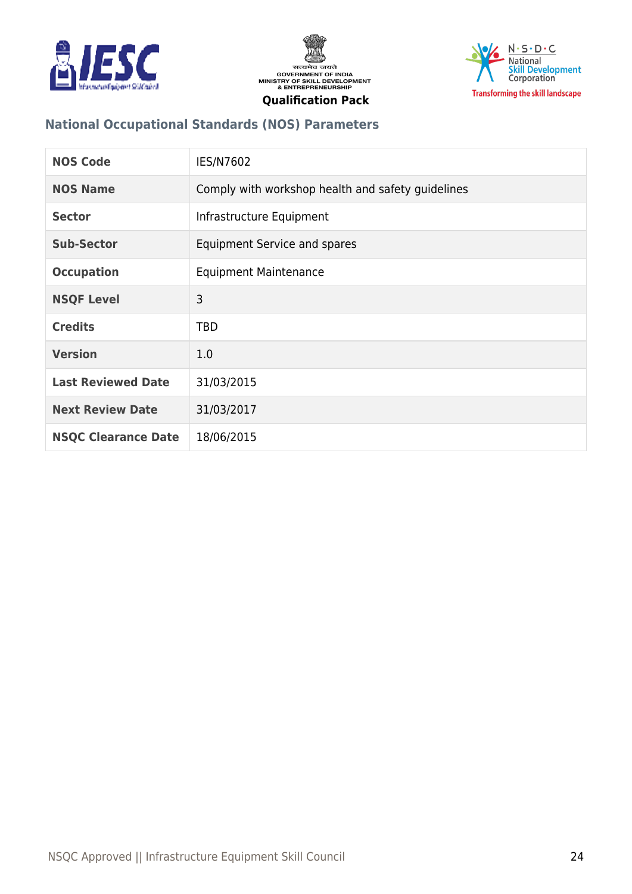## National Occupational Standards (NOS) Parameters

| NOS Code | IES/N7602 |
|---|---|
| NOS Name | Comply with workshop health and safety guidelines |
| Sector | Infrastructure Equipment |
| Sub-Sector | Equipment Service and spares |
| Occupation | Equipment Maintenance |
| NSQF Level | 3 |
| Credits | TBD |
| Version | 1.0 |
| Last Reviewed Date | 31/03/2015 |
| Next Review Date | 31/03/2017 |
| NSQC Clearance Date | 18/06/2015 |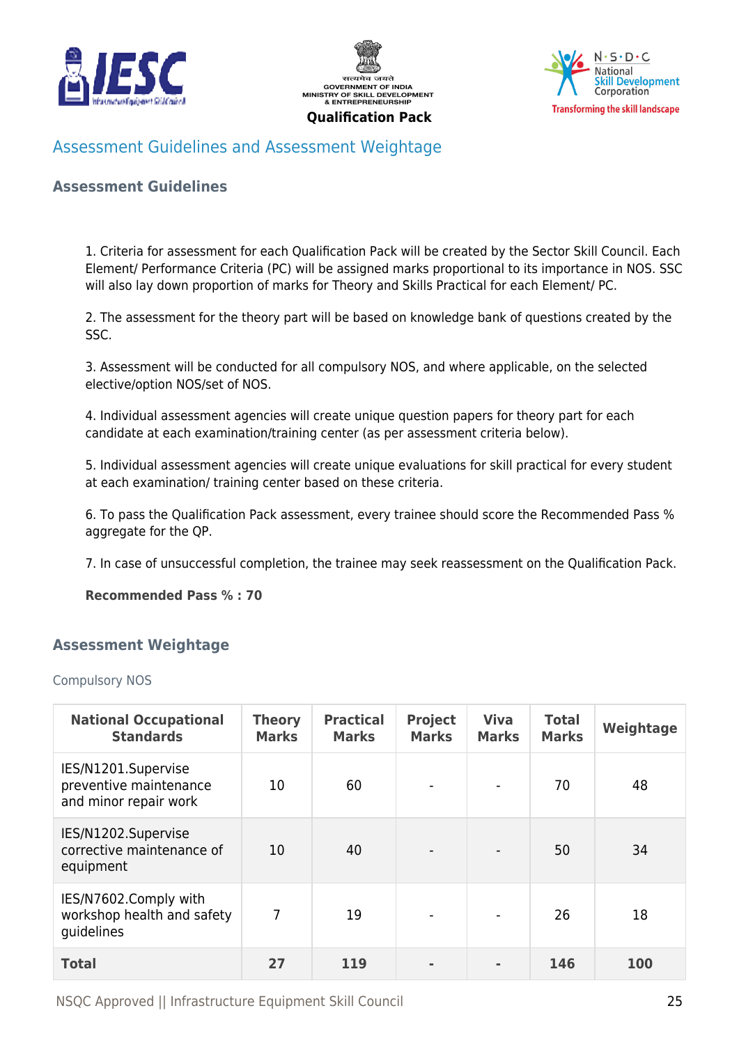## Assessment Guidelines and Assessment Weightage

### Assessment Guidelines

1. Criteria for assessment for each Qualification Pack will be created by the Sector Skill Council. Each Element/ Performance Criteria (PC) will be assigned marks proportional to its importance in NOS. SSC will also lay down proportion of marks for Theory and Skills Practical for each Element/ PC.

2. The assessment for the theory part will be based on knowledge bank of questions created by the SSC.

3. Assessment will be conducted for all compulsory NOS, and where applicable, on the selected elective/option NOS/set of NOS.

4. Individual assessment agencies will create unique question papers for theory part for each candidate at each examination/training center (as per assessment criteria below).

5. Individual assessment agencies will create unique evaluations for skill practical for every student at each examination/ training center based on these criteria.

6. To pass the Qualification Pack assessment, every trainee should score the Recommended Pass % aggregate for the QP.

7. In case of unsuccessful completion, the trainee may seek reassessment on the Qualification Pack.

**Recommended Pass % : 70**

### Assessment Weightage

Compulsory NOS

| National Occupational Standards | Theory Marks | Practical Marks | Project Marks | Viva Marks | Total Marks | Weightage |
|---|---|---|---|---|---|---|
| IES/N1201.Supervise preventive maintenance and minor repair work | 10 | 60 | - | - | 70 | 48 |
| IES/N1202.Supervise corrective maintenance of equipment | 10 | 40 | - | - | 50 | 34 |
| IES/N7602.Comply with workshop health and safety guidelines | 7 | 19 | - | - | 26 | 18 |
| **Total** | **27** | **119** | **-** | **-** | **146** | **100** |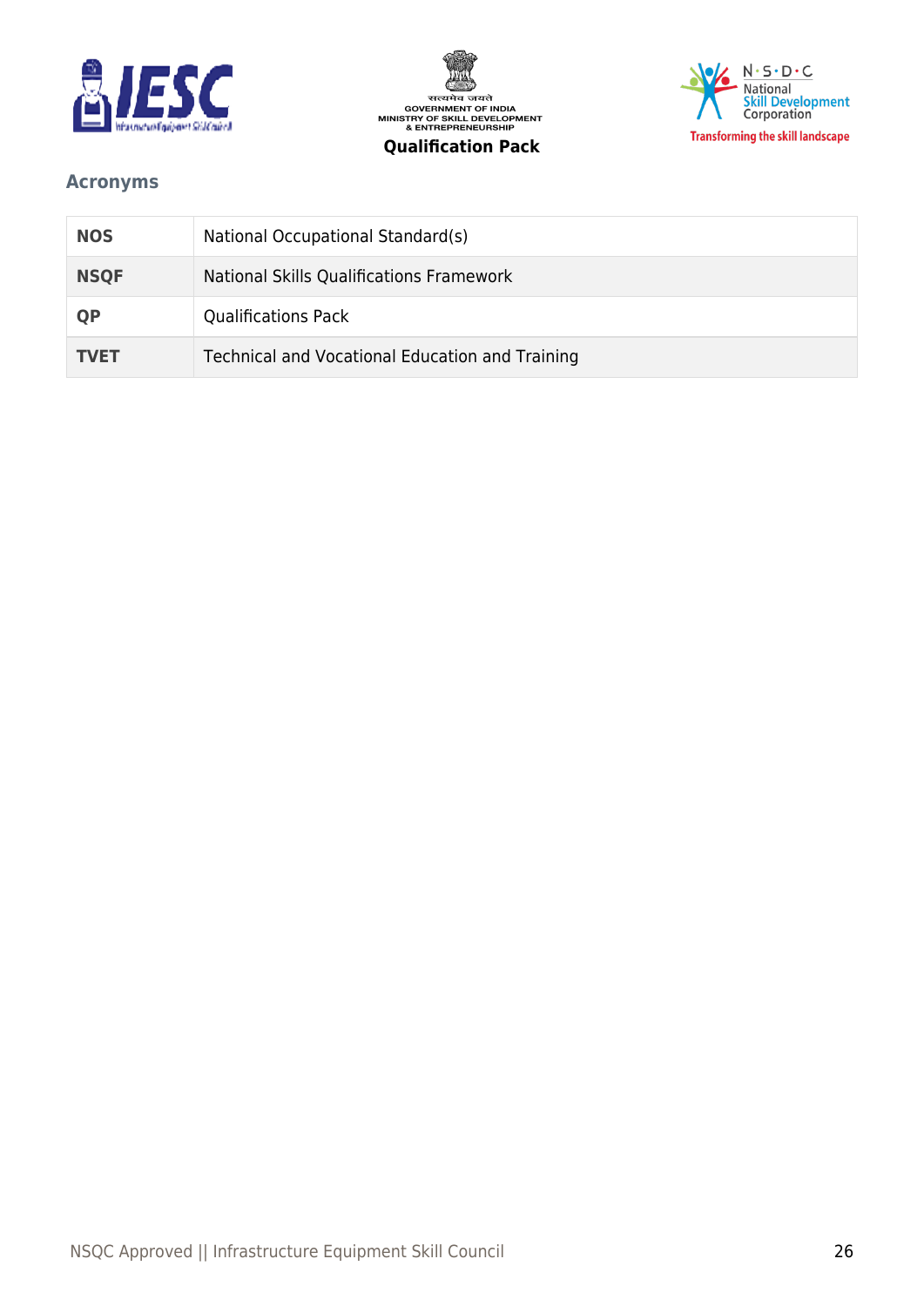## Acronyms

| | |
|---|---|
| **NOS** | National Occupational Standard(s) |
| **NSQF** | National Skills Qualifications Framework |
| **QP** | Qualifications Pack |
| **TVET** | Technical and Vocational Education and Training |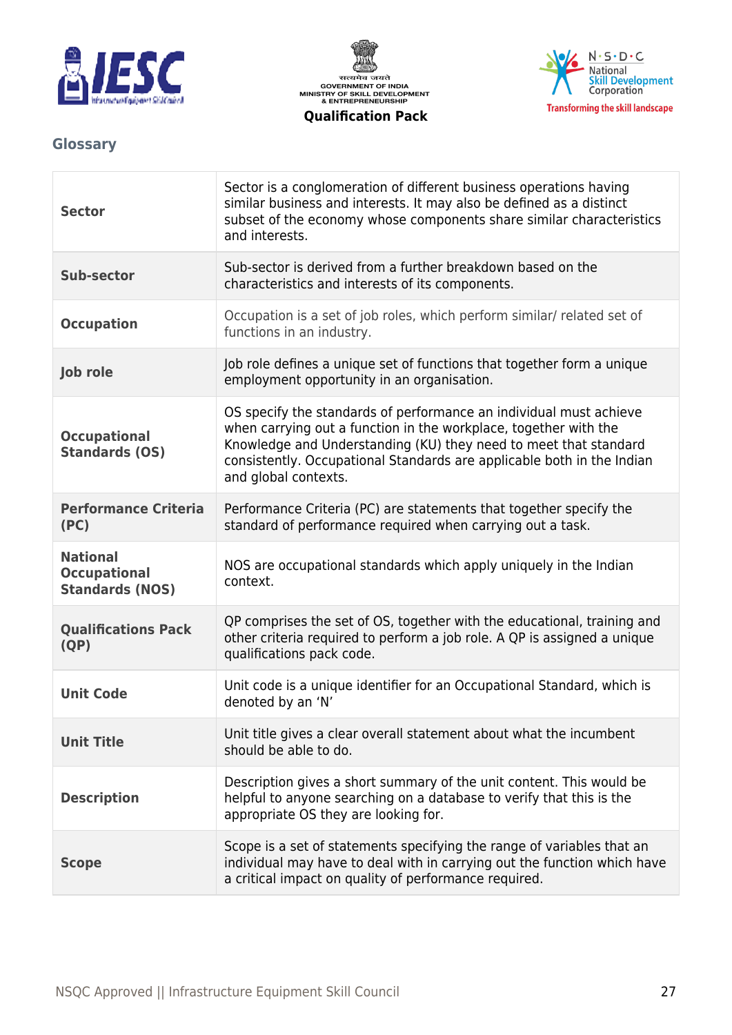## Glossary

| | |
|---|---|
| **Sector** | Sector is a conglomeration of different business operations having similar business and interests. It may also be defined as a distinct subset of the economy whose components share similar characteristics and interests. |
| **Sub-sector** | Sub-sector is derived from a further breakdown based on the characteristics and interests of its components. |
| **Occupation** | Occupation is a set of job roles, which perform similar/ related set of functions in an industry. |
| **Job role** | Job role defines a unique set of functions that together form a unique employment opportunity in an organisation. |
| **Occupational Standards (OS)** | OS specify the standards of performance an individual must achieve when carrying out a function in the workplace, together with the Knowledge and Understanding (KU) they need to meet that standard consistently. Occupational Standards are applicable both in the Indian and global contexts. |
| **Performance Criteria (PC)** | Performance Criteria (PC) are statements that together specify the standard of performance required when carrying out a task. |
| **National Occupational Standards (NOS)** | NOS are occupational standards which apply uniquely in the Indian context. |
| **Qualifications Pack (QP)** | QP comprises the set of OS, together with the educational, training and other criteria required to perform a job role. A QP is assigned a unique qualifications pack code. |
| **Unit Code** | Unit code is a unique identifier for an Occupational Standard, which is denoted by an 'N' |
| **Unit Title** | Unit title gives a clear overall statement about what the incumbent should be able to do. |
| **Description** | Description gives a short summary of the unit content. This would be helpful to anyone searching on a database to verify that this is the appropriate OS they are looking for. |
| **Scope** | Scope is a set of statements specifying the range of variables that an individual may have to deal with in carrying out the function which have a critical impact on quality of performance required. |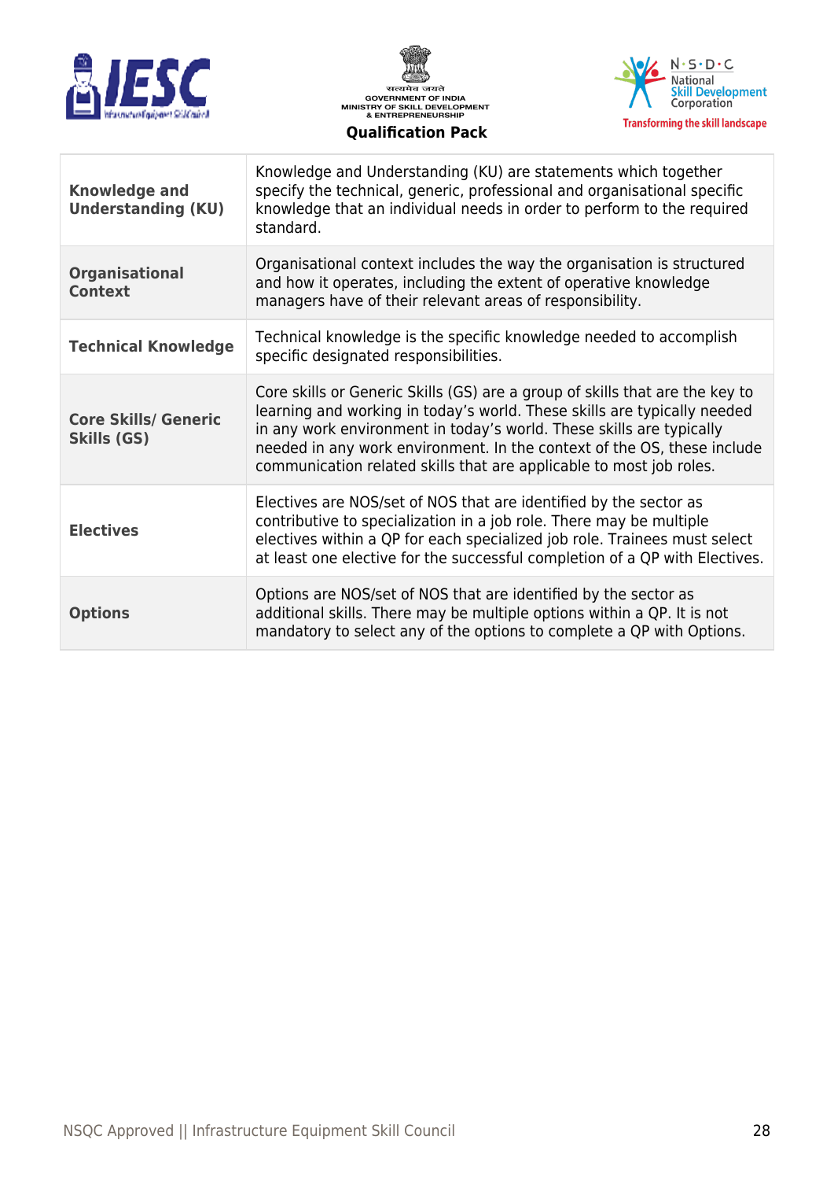| | |
|---|---|
| **Knowledge and Understanding (KU)** | Knowledge and Understanding (KU) are statements which together specify the technical, generic, professional and organisational specific knowledge that an individual needs in order to perform to the required standard. |
| **Organisational Context** | Organisational context includes the way the organisation is structured and how it operates, including the extent of operative knowledge managers have of their relevant areas of responsibility. |
| **Technical Knowledge** | Technical knowledge is the specific knowledge needed to accomplish specific designated responsibilities. |
| **Core Skills/ Generic Skills (GS)** | Core skills or Generic Skills (GS) are a group of skills that are the key to learning and working in today's world. These skills are typically needed in any work environment in today's world. These skills are typically needed in any work environment. In the context of the OS, these include communication related skills that are applicable to most job roles. |
| **Electives** | Electives are NOS/set of NOS that are identified by the sector as contributive to specialization in a job role. There may be multiple electives within a QP for each specialized job role. Trainees must select at least one elective for the successful completion of a QP with Electives. |
| **Options** | Options are NOS/set of NOS that are identified by the sector as additional skills. There may be multiple options within a QP. It is not mandatory to select any of the options to complete a QP with Options. |